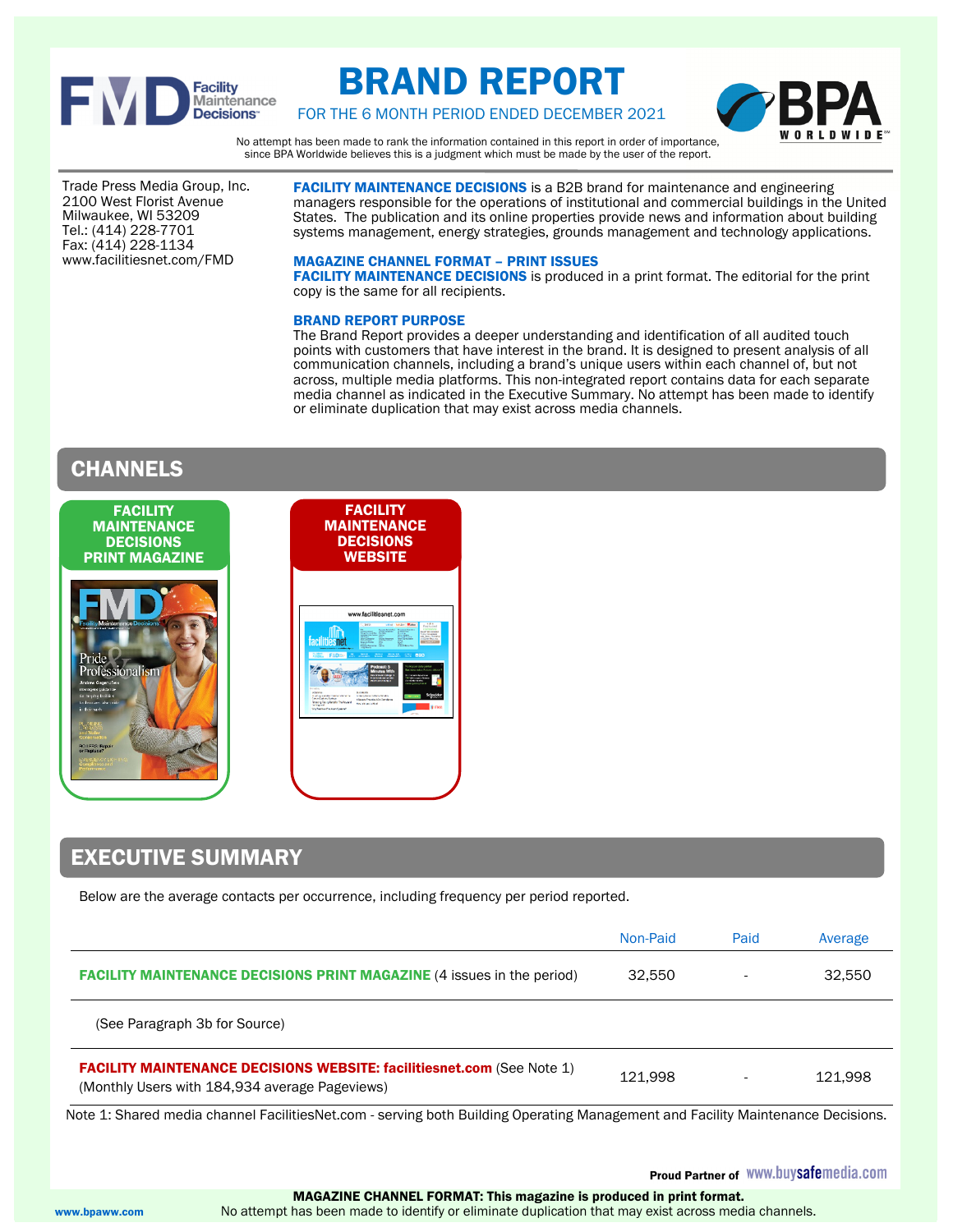# BRAND REPORT

FOR THE 6 MONTH PERIOD ENDED DECEMBER 2021

No attempt has been made to rank the information contained in this report in order of importance, since BPA Worldwide believes this is a judgment which must be made by the user of the report.

Trade Press Media Group, Inc.
2100 West Florist Avenue
Milwaukee, WI 53209
Tel.: (414) 228-7701
Fax: (414) 228-1134
www.facilitiesnet.com/FMD

**FACILITY MAINTENANCE DECISIONS** is a B2B brand for maintenance and engineering managers responsible for the operations of institutional and commercial buildings in the United States. The publication and its online properties provide news and information about building systems management, energy strategies, grounds management and technology applications.

**MAGAZINE CHANNEL FORMAT – PRINT ISSUES**
**FACILITY MAINTENANCE DECISIONS** is produced in a print format. The editorial for the print copy is the same for all recipients.

**BRAND REPORT PURPOSE**
The Brand Report provides a deeper understanding and identification of all audited touch points with customers that have interest in the brand. It is designed to present analysis of all communication channels, including a brand's unique users within each channel of, but not across, multiple media platforms. This non-integrated report contains data for each separate media channel as indicated in the Executive Summary. No attempt has been made to identify or eliminate duplication that may exist across media channels.

## CHANNELS

**FACILITY MAINTENANCE DECISIONS PRINT MAGAZINE**

**FACILITY MAINTENANCE DECISIONS WEBSITE**

## EXECUTIVE SUMMARY

Below are the average contacts per occurrence, including frequency per period reported.

| | Non-Paid | Paid | Average |
|---|---|---|---|
| **FACILITY MAINTENANCE DECISIONS PRINT MAGAZINE** (4 issues in the period) | 32,550 | - | 32,550 |
| (See Paragraph 3b for Source) | | | |
| **FACILITY MAINTENANCE DECISIONS WEBSITE: facilitiesnet.com** (See Note 1) (Monthly Users with 184,934 average Pageviews) | 121,998 | - | 121,998 |

Note 1: Shared media channel FacilitiesNet.com - serving both Building Operating Management and Facility Maintenance Decisions.

Proud Partner of www.buysafemedia.com

**MAGAZINE CHANNEL FORMAT: This magazine is produced in print format.**
No attempt has been made to identify or eliminate duplication that may exist across media channels.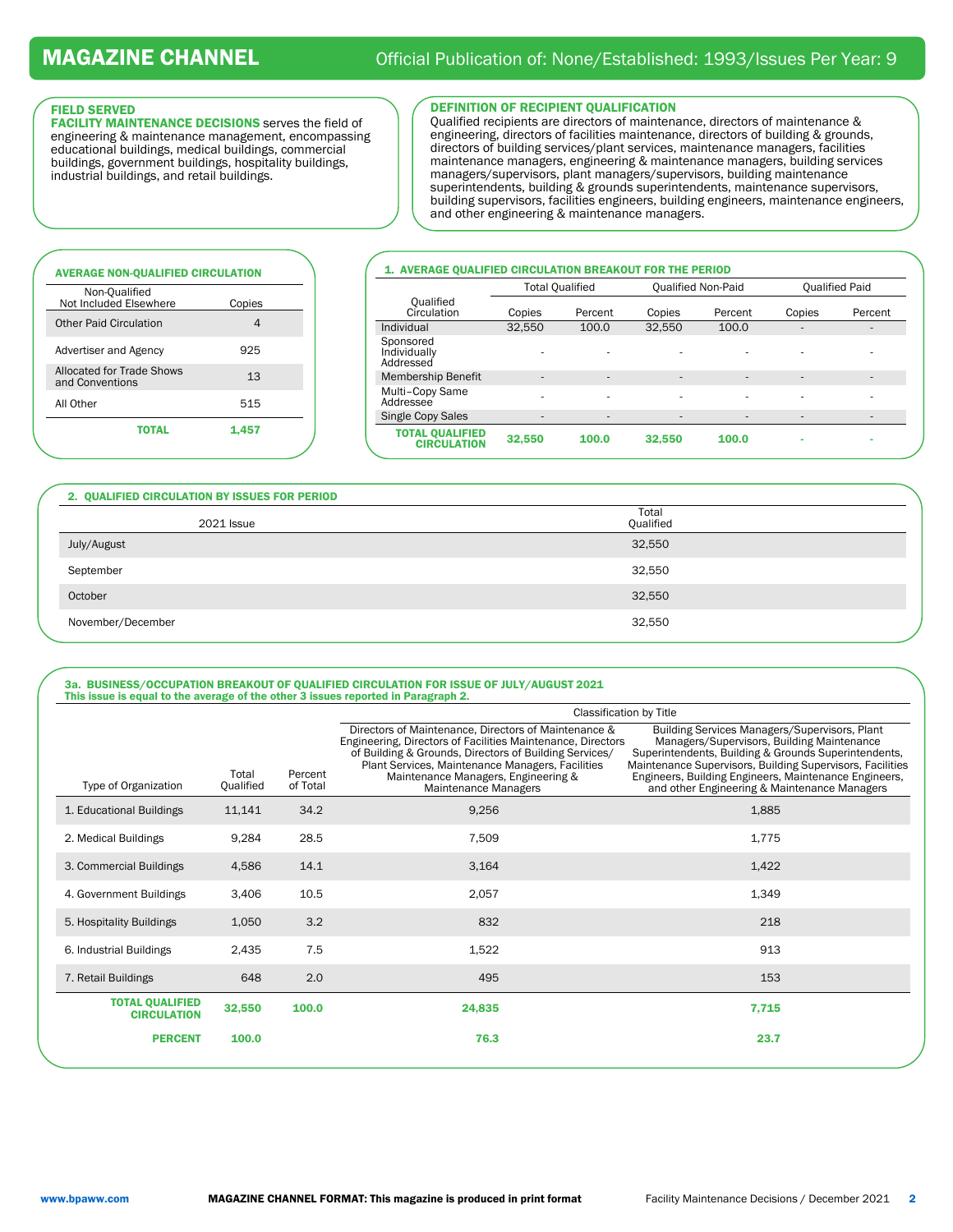# MAGAZINE CHANNEL

Official Publication of: None/Established: 1993/Issues Per Year: 9

## FIELD SERVED

**FACILITY MAINTENANCE DECISIONS** serves the field of engineering & maintenance management, encompassing educational buildings, medical buildings, commercial buildings, government buildings, hospitality buildings, industrial buildings, and retail buildings.

## DEFINITION OF RECIPIENT QUALIFICATION

Qualified recipients are directors of maintenance, directors of maintenance & engineering, directors of facilities maintenance, directors of building & grounds, directors of building services/plant services, maintenance managers, facilities maintenance managers, engineering & maintenance managers, building services managers/supervisors, plant managers/supervisors, building maintenance superintendents, building & grounds superintendents, maintenance supervisors, building supervisors, facilities engineers, building engineers, maintenance engineers, and other engineering & maintenance managers.

## AVERAGE NON-QUALIFIED CIRCULATION

| Non-Qualified Not Included Elsewhere | Copies |
|---|---|
| Other Paid Circulation | 4 |
| Advertiser and Agency | 925 |
| Allocated for Trade Shows and Conventions | 13 |
| All Other | 515 |
| **TOTAL** | **1,457** |

## 1. AVERAGE QUALIFIED CIRCULATION BREAKOUT FOR THE PERIOD

| Qualified Circulation | Total Qualified | | Qualified Non-Paid | | Qualified Paid | |
|---|---|---|---|---|---|---|
| | Copies | Percent | Copies | Percent | Copies | Percent |
| Individual | 32,550 | 100.0 | 32,550 | 100.0 | - | - |
| Sponsored Individually Addressed | - | - | - | - | - | - |
| Membership Benefit | - | - | - | - | - | - |
| Multi-Copy Same Addressee | - | - | - | - | - | - |
| Single Copy Sales | - | - | - | - | - | - |
| **TOTAL QUALIFIED CIRCULATION** | **32,550** | **100.0** | **32,550** | **100.0** | - | - |

## 2. QUALIFIED CIRCULATION BY ISSUES FOR PERIOD

| 2021 Issue | Total Qualified |
|---|---|
| July/August | 32,550 |
| September | 32,550 |
| October | 32,550 |
| November/December | 32,550 |

## 3a. BUSINESS/OCCUPATION BREAKOUT OF QUALIFIED CIRCULATION FOR ISSUE OF JULY/AUGUST 2021

**This issue is equal to the average of the other 3 issues reported in Paragraph 2.**

| Type of Organization | Total Qualified | Percent of Total | Classification by Title: Directors of Maintenance, Directors of Maintenance & Engineering, Directors of Facilities Maintenance, Directors of Building & Grounds, Directors of Building Services/ Plant Services, Maintenance Managers, Facilities Maintenance Managers, Engineering & Maintenance Managers | Classification by Title: Building Services Managers/Supervisors, Plant Managers/Supervisors, Building Maintenance Superintendents, Building & Grounds Superintendents, Maintenance Supervisors, Building Supervisors, Facilities Engineers, Building Engineers, Maintenance Engineers, and other Engineering & Maintenance Managers |
|---|---|---|---|---|
| 1. Educational Buildings | 11,141 | 34.2 | 9,256 | 1,885 |
| 2. Medical Buildings | 9,284 | 28.5 | 7,509 | 1,775 |
| 3. Commercial Buildings | 4,586 | 14.1 | 3,164 | 1,422 |
| 4. Government Buildings | 3,406 | 10.5 | 2,057 | 1,349 |
| 5. Hospitality Buildings | 1,050 | 3.2 | 832 | 218 |
| 6. Industrial Buildings | 2,435 | 7.5 | 1,522 | 913 |
| 7. Retail Buildings | 648 | 2.0 | 495 | 153 |
| **TOTAL QUALIFIED CIRCULATION** | **32,550** | **100.0** | **24,835** | **7,715** |
| **PERCENT** | **100.0** | | **76.3** | **23.7** |

www.bpaww.com

**MAGAZINE CHANNEL FORMAT: This magazine is produced in print format**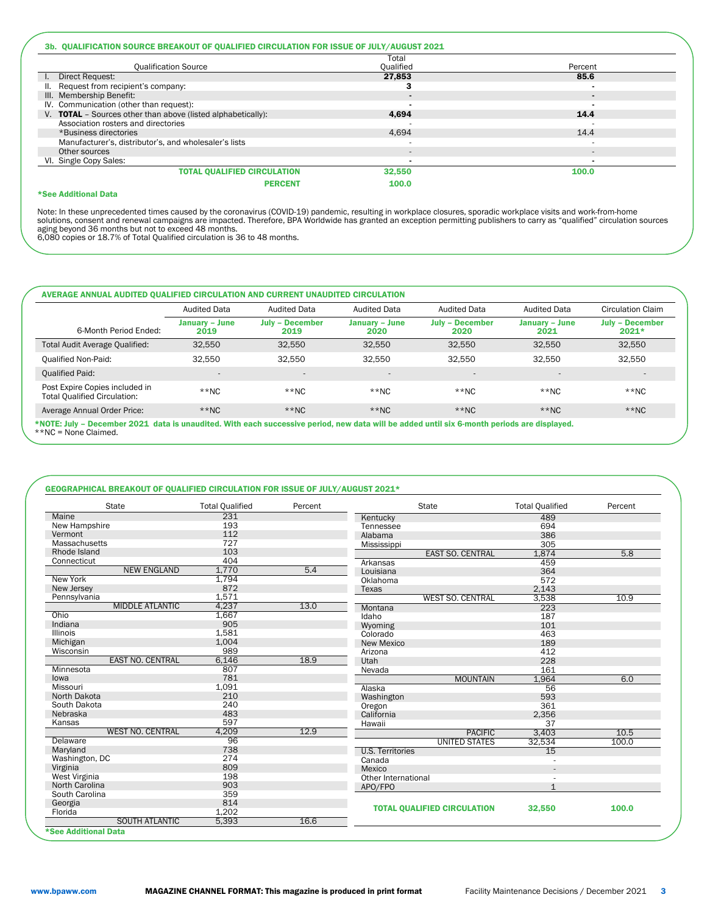### 3b. QUALIFICATION SOURCE BREAKOUT OF QUALIFIED CIRCULATION FOR ISSUE OF JULY/AUGUST 2021

| Qualification Source | Total Qualified | Percent |
|---|---|---|
| I. Direct Request: | **27,853** | **85.6** |
| II. Request from recipient's company: | **3** | **-** |
| III. Membership Benefit: | **-** | **-** |
| IV. Communication (other than request): | **-** | **-** |
| V. **TOTAL** – Sources other than above (listed alphabetically): | **4,694** | **14.4** |
| Association rosters and directories | - | - |
| *Business directories | 4,694 | 14.4 |
| Manufacturer's, distributor's, and wholesaler's lists | - | - |
| Other sources | - | - |
| VI. Single Copy Sales: | **-** | **-** |
| **TOTAL QUALIFIED CIRCULATION** | **32,550** | **100.0** |
| **PERCENT** | **100.0** | |

***See Additional Data**

Note: In these unprecedented times caused by the coronavirus (COVID-19) pandemic, resulting in workplace closures, sporadic workplace visits and work-from-home solutions, consent and renewal campaigns are impacted. Therefore, BPA Worldwide has granted an exception permitting publishers to carry as "qualified" circulation sources aging beyond 36 months but not to exceed 48 months.
6,080 copies or 18.7% of Total Qualified circulation is 36 to 48 months.

### AVERAGE ANNUAL AUDITED QUALIFIED CIRCULATION AND CURRENT UNAUDITED CIRCULATION

| | Audited Data | Audited Data | Audited Data | Audited Data | Audited Data | Circulation Claim |
|---|---|---|---|---|---|---|
| 6-Month Period Ended: | **January – June 2019** | **July – December 2019** | **January – June 2020** | **July – December 2020** | **January – June 2021** | **July – December 2021*** |
| Total Audit Average Qualified: | 32,550 | 32,550 | 32,550 | 32,550 | 32,550 | 32,550 |
| Qualified Non-Paid: | 32,550 | 32,550 | 32,550 | 32,550 | 32,550 | 32,550 |
| Qualified Paid: | - | - | - | - | - | - |
| Post Expire Copies included in Total Qualified Circulation: | **NC | **NC | **NC | **NC | **NC | **NC |
| Average Annual Order Price: | **NC | **NC | **NC | **NC | **NC | **NC |

***NOTE: July – December 2021 data is unaudited. With each successive period, new data will be added until six 6-month periods are displayed.**
**NC = None Claimed.

### GEOGRAPHICAL BREAKOUT OF QUALIFIED CIRCULATION FOR ISSUE OF JULY/AUGUST 2021*

| State | Total Qualified | Percent |
|---|---|---|
| Maine | 231 | |
| New Hampshire | 193 | |
| Vermont | 112 | |
| Massachusetts | 727 | |
| Rhode Island | 103 | |
| Connecticut | 404 | |
| NEW ENGLAND | 1,770 | 5.4 |
| New York | 1,794 | |
| New Jersey | 872 | |
| Pennsylvania | 1,571 | |
| MIDDLE ATLANTIC | 4,237 | 13.0 |
| Ohio | 1,667 | |
| Indiana | 905 | |
| Illinois | 1,581 | |
| Michigan | 1,004 | |
| Wisconsin | 989 | |
| EAST NO. CENTRAL | 6,146 | 18.9 |
| Minnesota | 807 | |
| Iowa | 781 | |
| Missouri | 1,091 | |
| North Dakota | 210 | |
| South Dakota | 240 | |
| Nebraska | 483 | |
| Kansas | 597 | |
| WEST NO. CENTRAL | 4,209 | 12.9 |
| Delaware | 96 | |
| Maryland | 738 | |
| Washington, DC | 274 | |
| Virginia | 809 | |
| West Virginia | 198 | |
| North Carolina | 903 | |
| South Carolina | 359 | |
| Georgia | 814 | |
| Florida | 1,202 | |
| SOUTH ATLANTIC | 5,393 | 16.6 |
| Kentucky | 489 | |
| Tennessee | 694 | |
| Alabama | 386 | |
| Mississippi | 305 | |
| EAST SO. CENTRAL | 1,874 | 5.8 |
| Arkansas | 459 | |
| Louisiana | 364 | |
| Oklahoma | 572 | |
| Texas | 2,143 | |
| WEST SO. CENTRAL | 3,538 | 10.9 |
| Montana | 223 | |
| Idaho | 187 | |
| Wyoming | 101 | |
| Colorado | 463 | |
| New Mexico | 189 | |
| Arizona | 412 | |
| Utah | 228 | |
| Nevada | 161 | |
| MOUNTAIN | 1,964 | 6.0 |
| Alaska | 56 | |
| Washington | 593 | |
| Oregon | 361 | |
| California | 2,356 | |
| Hawaii | 37 | |
| PACIFIC | 3,403 | 10.5 |
| UNITED STATES | 32,534 | 100.0 |
| U.S. Territories | 15 | |
| Canada | - | |
| Mexico | - | |
| Other International | - | |
| APO/FPO | 1 | |
| **TOTAL QUALIFIED CIRCULATION** | **32,550** | **100.0** |

***See Additional Data**

**MAGAZINE CHANNEL FORMAT: This magazine is produced in print format**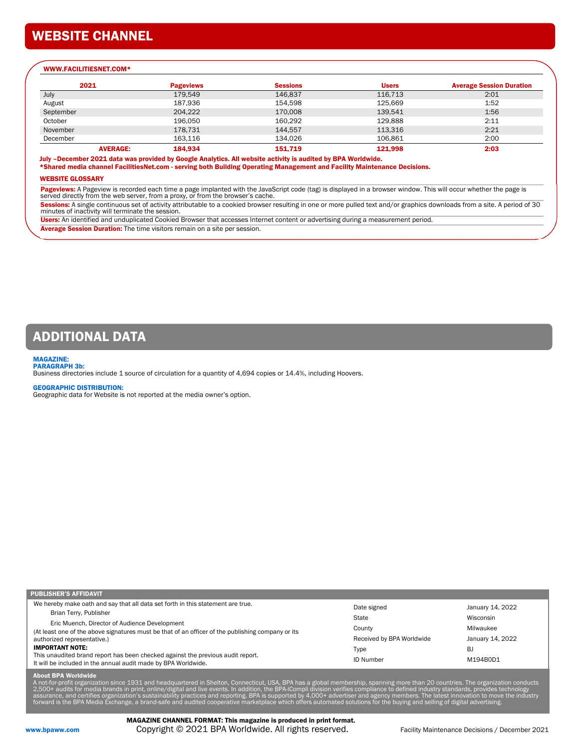# WEBSITE CHANNEL

## WWW.FACILITIESNET.COM*

| 2021 | Pageviews | Sessions | Users | Average Session Duration |
|---|---|---|---|---|
| July | 179,549 | 146,837 | 116,713 | 2:01 |
| August | 187,936 | 154,598 | 125,669 | 1:52 |
| September | 204,222 | 170,008 | 139,541 | 1:56 |
| October | 196,050 | 160,292 | 129,888 | 2:11 |
| November | 178,731 | 144,557 | 113,316 | 2:21 |
| December | 163,116 | 134,026 | 106,861 | 2:00 |
| **AVERAGE:** | **184,934** | **151,719** | **121,998** | **2:03** |

**July –December 2021 data was provided by Google Analytics. All website activity is audited by BPA Worldwide.**
***Shared media channel FacilitiesNet.com - serving both Building Operating Management and Facility Maintenance Decisions.**

### WEBSITE GLOSSARY

**Pageviews:** A Pageview is recorded each time a page implanted with the JavaScript code (tag) is displayed in a browser window. This will occur whether the page is served directly from the web server, from a proxy, or from the browser's cache.

**Sessions:** A single continuous set of activity attributable to a cookied browser resulting in one or more pulled text and/or graphics downloads from a site. A period of 30 minutes of inactivity will terminate the session.

**Users:** An identified and unduplicated Cookied Browser that accesses Internet content or advertising during a measurement period.

**Average Session Duration:** The time visitors remain on a site per session.

# ADDITIONAL DATA

**MAGAZINE:**
**PARAGRAPH 3b:**
Business directories include 1 source of circulation for a quantity of 4,694 copies or 14.4%, including Hoovers.

**GEOGRAPHIC DISTRIBUTION:**
Geographic data for Website is not reported at the media owner's option.

### PUBLISHER'S AFFIDAVIT

We hereby make oath and say that all data set forth in this statement are true.

Brian Terry, Publisher

Eric Muench, Director of Audience Development

(At least one of the above signatures must be that of an officer of the publishing company or its authorized representative.)

**IMPORTANT NOTE:**
This unaudited brand report has been checked against the previous audit report.
It will be included in the annual audit made by BPA Worldwide.

| | |
|---|---|
| Date signed | January 14, 2022 |
| State | Wisconsin |
| County | Milwaukee |
| Received by BPA Worldwide | January 14, 2022 |
| Type | BJ |
| ID Number | M194B0D1 |

**About BPA Worldwide**
A not-for-profit organization since 1931 and headquartered in Shelton, Connecticut, USA, BPA has a global membership, spanning more than 20 countries. The organization conducts 2,500+ audits for media brands in print, online/digital and live events. In addition, the BPA-iCompli division verifies compliance to defined industry standards, provides technology assurance, and certifies organization's sustainability practices and reporting. BPA is supported by 4,000+ advertiser and agency members. The latest innovation to move the industry forward is the BPA Media Exchange, a brand-safe and audited cooperative marketplace which offers automated solutions for the buying and selling of digital advertising.

**MAGAZINE CHANNEL FORMAT: This magazine is produced in print format.**

www.bpaww.com

Copyright © 2021 BPA Worldwide. All rights reserved.

Facility Maintenance Decisions / December 2021